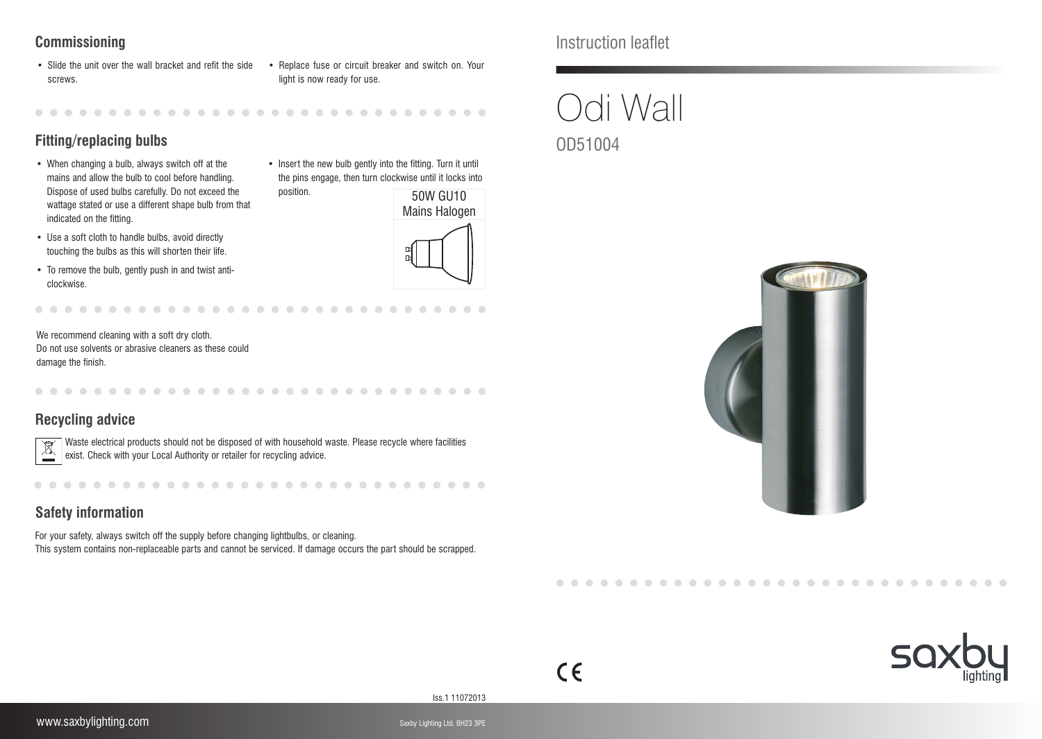Instruction leaflet

# Odi Wall

OD51004

## Commissioning

- Slide the unit over the wall bracket and refit the side screws.
- Replace fuse or circuit breaker and switch on. Your light is now ready for use.

## Fitting/replacing bulbs

- When changing a bulb, always switch off at the mains and allow the bulb to cool before handling. Dispose of used bulbs carefully. Do not exceed the wattage stated or use a different shape bulb from that indicated on the fitting.
- Use a soft cloth to handle bulbs, avoid directly touching the bulbs as this will shorten their life.
- To remove the bulb, gently push in and twist anti-clockwise.
- Insert the new bulb gently into the fitting. Turn it until the pins engage, then turn clockwise until it locks into position.

50W GU10
Mains Halogen

We recommend cleaning with a soft dry cloth.
Do not use solvents or abrasive cleaners as these could damage the finish.

## Recycling advice

Waste electrical products should not be disposed of with household waste. Please recycle where facilities exist. Check with your Local Authority or retailer for recycling advice.

## Safety information

For your safety, always switch off the supply before changing lightbulbs, or cleaning.
This system contains non-replaceable parts and cannot be serviced. If damage occurs the part should be scrapped.

CE

Iss.1 11072013

www.saxbylighting.com

Saxby Lighting Ltd. BH23 3PE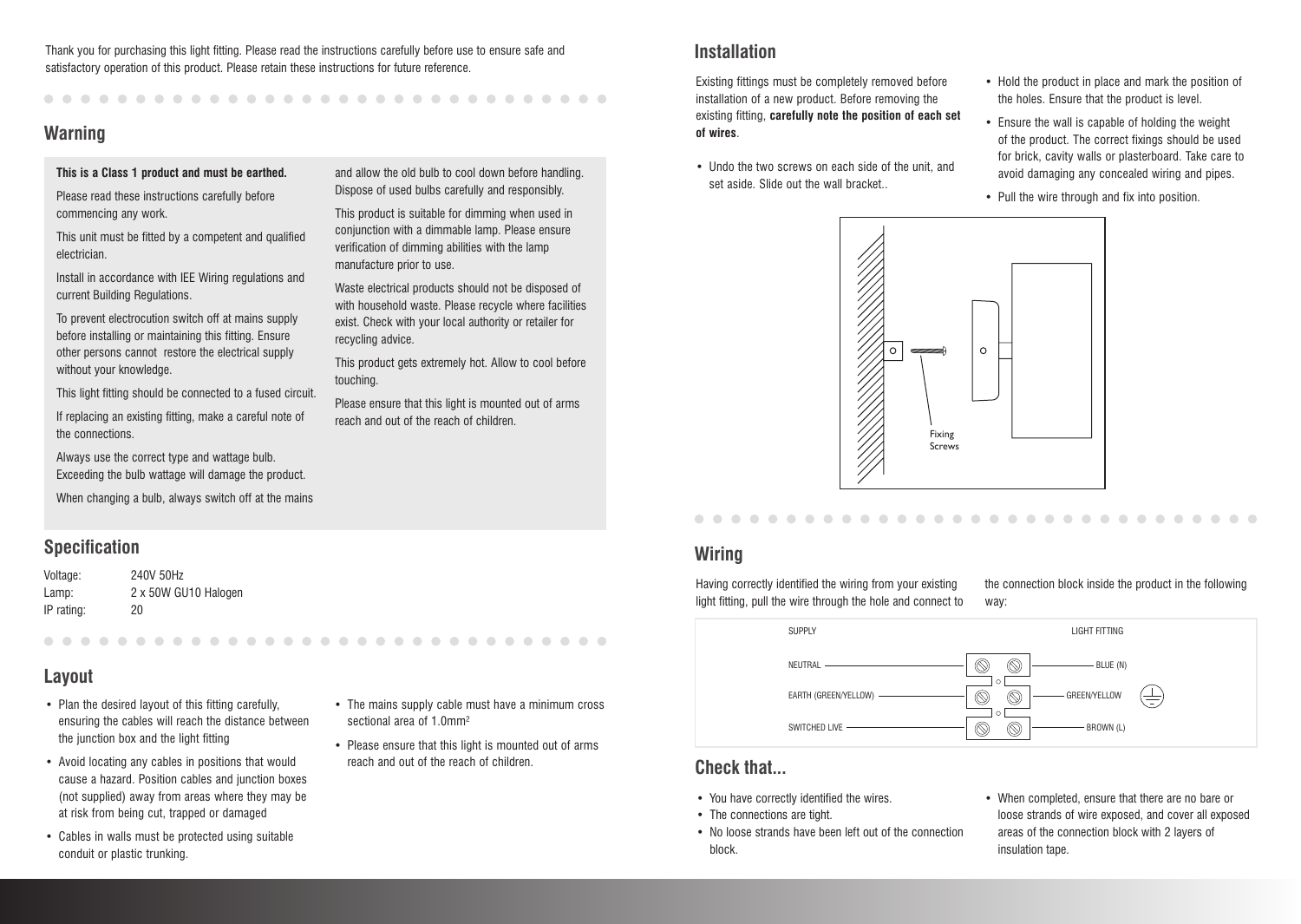Thank you for purchasing this light fitting. Please read the instructions carefully before use to ensure safe and satisfactory operation of this product. Please retain these instructions for future reference.

## Warning

**This is a Class 1 product and must be earthed.**

Please read these instructions carefully before commencing any work.

This unit must be fitted by a competent and qualified electrician.

Install in accordance with IEE Wiring regulations and current Building Regulations.

To prevent electrocution switch off at mains supply before installing or maintaining this fitting. Ensure other persons cannot restore the electrical supply without your knowledge.

This light fitting should be connected to a fused circuit.

If replacing an existing fitting, make a careful note of the connections.

Always use the correct type and wattage bulb. Exceeding the bulb wattage will damage the product.

When changing a bulb, always switch off at the mains and allow the old bulb to cool down before handling. Dispose of used bulbs carefully and responsibly.

This product is suitable for dimming when used in conjunction with a dimmable lamp. Please ensure verification of dimming abilities with the lamp manufacture prior to use.

Waste electrical products should not be disposed of with household waste. Please recycle where facilities exist. Check with your local authority or retailer for recycling advice.

This product gets extremely hot. Allow to cool before touching.

Please ensure that this light is mounted out of arms reach and out of the reach of children.

## Specification

| | |
|---|---|
| Voltage: | 240V 50Hz |
| Lamp: | 2 x 50W GU10 Halogen |
| IP rating: | 20 |

## Layout

- Plan the desired layout of this fitting carefully, ensuring the cables will reach the distance between the junction box and the light fitting
- Avoid locating any cables in positions that would cause a hazard. Position cables and junction boxes (not supplied) away from areas where they may be at risk from being cut, trapped or damaged
- Cables in walls must be protected using suitable conduit or plastic trunking.
- The mains supply cable must have a minimum cross sectional area of 1.0mm$^2$
- Please ensure that this light is mounted out of arms reach and out of the reach of children.

## Installation

Existing fittings must be completely removed before installation of a new product. Before removing the existing fitting, **carefully note the position of each set of wires**.

- Undo the two screws on each side of the unit, and set aside. Slide out the wall bracket..
- Hold the product in place and mark the position of the holes. Ensure that the product is level.
- Ensure the wall is capable of holding the weight of the product. The correct fixings should be used for brick, cavity walls or plasterboard. Take care to avoid damaging any concealed wiring and pipes.
- Pull the wire through and fix into position.

Fixing Screws

## Wiring

Having correctly identified the wiring from your existing light fitting, pull the wire through the hole and connect to the connection block inside the product in the following way:

| SUPPLY | LIGHT FITTING |
|---|---|
| NEUTRAL | BLUE (N) |
| EARTH (GREEN/YELLOW) | GREEN/YELLOW |
| SWITCHED LIVE | BROWN (L) |

## Check that...

- You have correctly identified the wires.
- The connections are tight.
- No loose strands have been left out of the connection block.
- When completed, ensure that there are no bare or loose strands of wire exposed, and cover all exposed areas of the connection block with 2 layers of insulation tape.